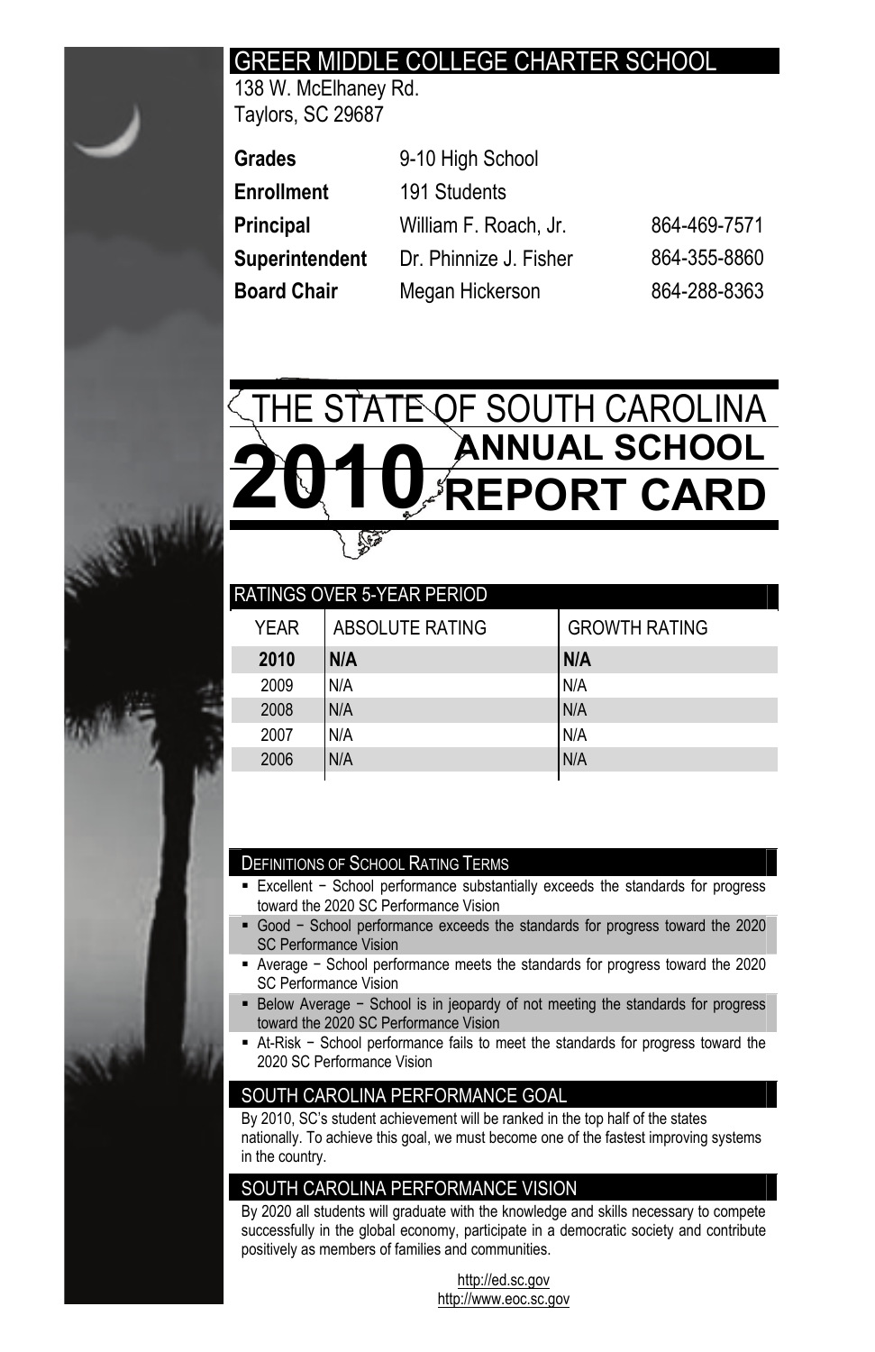# GREER MIDDLE COLLEGE CHARTER SCHOOL

138 W. McElhaney Rd.
Taylors, SC 29687

| | | |
|---|---|---|
| **Grades** | 9-10 High School | |
| **Enrollment** | 191 Students | |
| **Principal** | William F. Roach, Jr. | 864-469-7571 |
| **Superintendent** | Dr. Phinnize J. Fisher | 864-355-8860 |
| **Board Chair** | Megan Hickerson | 864-288-8363 |

# THE STATE OF SOUTH CAROLINA 2010 ANNUAL SCHOOL REPORT CARD

## RATINGS OVER 5-YEAR PERIOD

| YEAR | ABSOLUTE RATING | GROWTH RATING |
|---|---|---|
| **2010** | **N/A** | **N/A** |
| 2009 | N/A | N/A |
| 2008 | N/A | N/A |
| 2007 | N/A | N/A |
| 2006 | N/A | N/A |

## DEFINITIONS OF SCHOOL RATING TERMS

- Excellent − School performance substantially exceeds the standards for progress toward the 2020 SC Performance Vision
- Good − School performance exceeds the standards for progress toward the 2020 SC Performance Vision
- Average − School performance meets the standards for progress toward the 2020 SC Performance Vision
- Below Average − School is in jeopardy of not meeting the standards for progress toward the 2020 SC Performance Vision
- At-Risk − School performance fails to meet the standards for progress toward the 2020 SC Performance Vision

## SOUTH CAROLINA PERFORMANCE GOAL

By 2010, SC's student achievement will be ranked in the top half of the states nationally. To achieve this goal, we must become one of the fastest improving systems in the country.

## SOUTH CAROLINA PERFORMANCE VISION

By 2020 all students will graduate with the knowledge and skills necessary to compete successfully in the global economy, participate in a democratic society and contribute positively as members of families and communities.

http://ed.sc.gov
http://www.eoc.sc.gov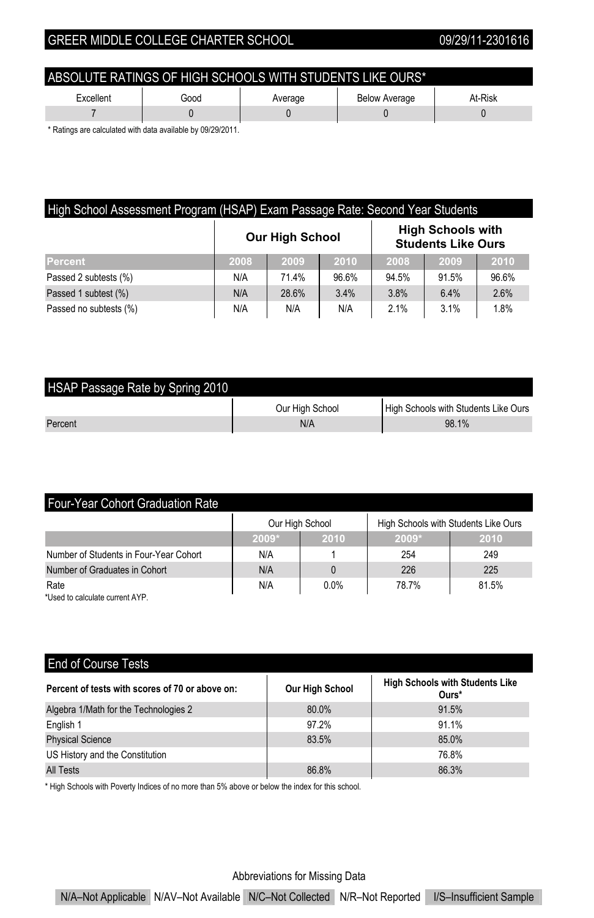## GREER MIDDLE COLLEGE CHARTER SCHOOL 09/29/11-2301616

## ABSOLUTE RATINGS OF HIGH SCHOOLS WITH STUDENTS LIKE OURS*

| Excellent | Good | Average | Below Average | At-Risk |
|---|---|---|---|---|
| 7 | 0 | 0 | 0 | 0 |

* Ratings are calculated with data available by 09/29/2011.

## High School Assessment Program (HSAP) Exam Passage Rate: Second Year Students

| | Our High School | | | High Schools with Students Like Ours | | |
|---|---|---|---|---|---|---|
| **Percent** | **2008** | **2009** | **2010** | **2008** | **2009** | **2010** |
| Passed 2 subtests (%) | N/A | 71.4% | 96.6% | 94.5% | 91.5% | 96.6% |
| Passed 1 subtest (%) | N/A | 28.6% | 3.4% | 3.8% | 6.4% | 2.6% |
| Passed no subtests (%) | N/A | N/A | N/A | 2.1% | 3.1% | 1.8% |

## HSAP Passage Rate by Spring 2010

| | Our High School | High Schools with Students Like Ours |
|---|---|---|
| Percent | N/A | 98.1% |

## Four-Year Cohort Graduation Rate

| | Our High School | | High Schools with Students Like Ours | |
|---|---|---|---|---|
| | **2009*** | **2010** | **2009*** | **2010** |
| Number of Students in Four-Year Cohort | N/A | 1 | 254 | 249 |
| Number of Graduates in Cohort | N/A | 0 | 226 | 225 |
| Rate | N/A | 0.0% | 78.7% | 81.5% |

*Used to calculate current AYP.

## End of Course Tests

| Percent of tests with scores of 70 or above on: | Our High School | High Schools with Students Like Ours* |
|---|---|---|
| Algebra 1/Math for the Technologies 2 | 80.0% | 91.5% |
| English 1 | 97.2% | 91.1% |
| Physical Science | 83.5% | 85.0% |
| US History and the Constitution | | 76.8% |
| All Tests | 86.8% | 86.3% |

* High Schools with Poverty Indices of no more than 5% above or below the index for this school.

Abbreviations for Missing Data

N/A–Not Applicable N/AV–Not Available N/C–Not Collected N/R–Not Reported I/S–Insufficient Sample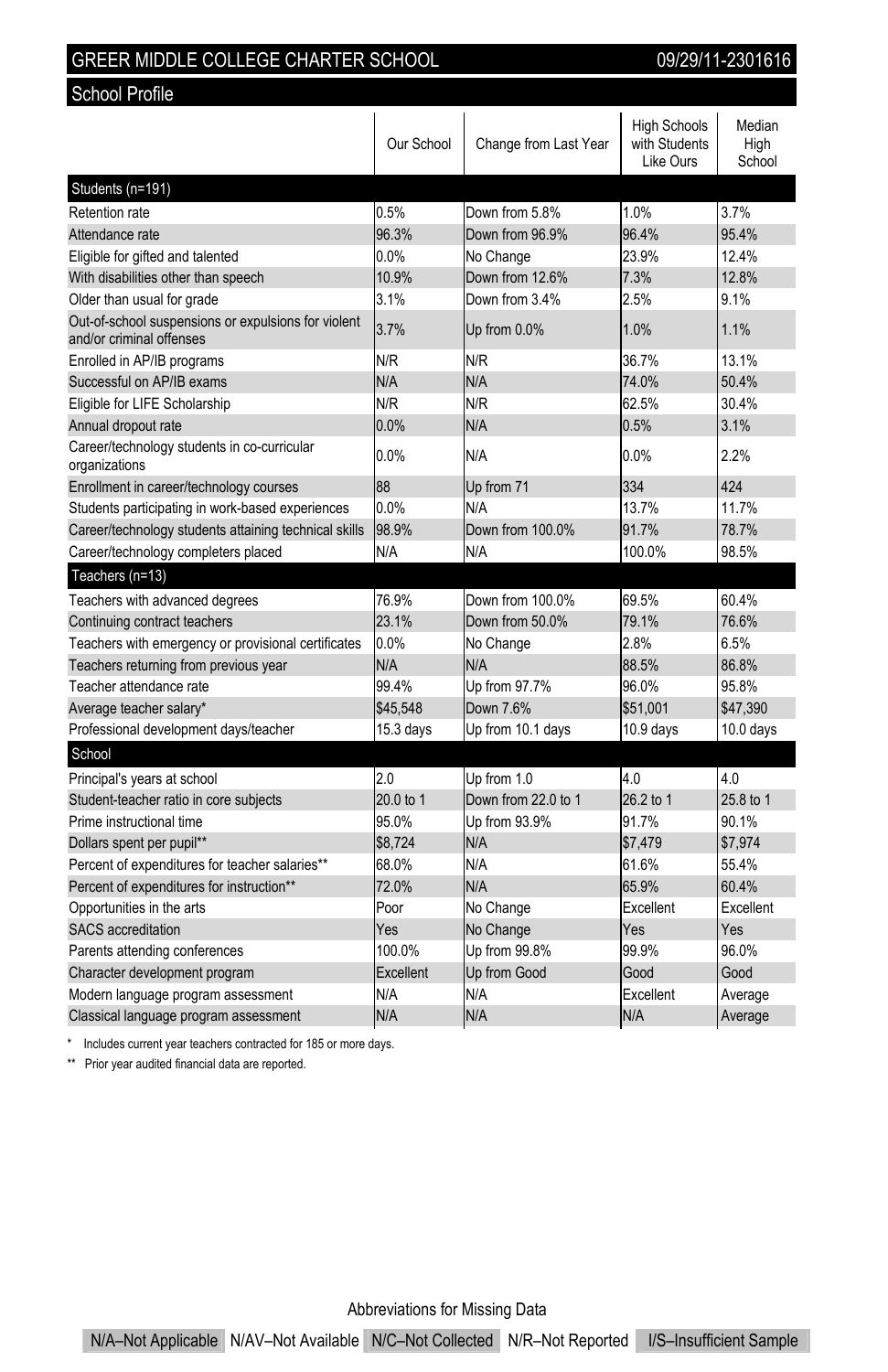# GREER MIDDLE COLLEGE CHARTER SCHOOL

09/29/11-2301616

## School Profile

| | Our School | Change from Last Year | High Schools with Students Like Ours | Median High School |
|---|---|---|---|---|
| **Students (n=191)** | | | | |
| Retention rate | 0.5% | Down from 5.8% | 1.0% | 3.7% |
| Attendance rate | 96.3% | Down from 96.9% | 96.4% | 95.4% |
| Eligible for gifted and talented | 0.0% | No Change | 23.9% | 12.4% |
| With disabilities other than speech | 10.9% | Down from 12.6% | 7.3% | 12.8% |
| Older than usual for grade | 3.1% | Down from 3.4% | 2.5% | 9.1% |
| Out-of-school suspensions or expulsions for violent and/or criminal offenses | 3.7% | Up from 0.0% | 1.0% | 1.1% |
| Enrolled in AP/IB programs | N/R | N/R | 36.7% | 13.1% |
| Successful on AP/IB exams | N/A | N/A | 74.0% | 50.4% |
| Eligible for LIFE Scholarship | N/R | N/R | 62.5% | 30.4% |
| Annual dropout rate | 0.0% | N/A | 0.5% | 3.1% |
| Career/technology students in co-curricular organizations | 0.0% | N/A | 0.0% | 2.2% |
| Enrollment in career/technology courses | 88 | Up from 71 | 334 | 424 |
| Students participating in work-based experiences | 0.0% | N/A | 13.7% | 11.7% |
| Career/technology students attaining technical skills | 98.9% | Down from 100.0% | 91.7% | 78.7% |
| Career/technology completers placed | N/A | N/A | 100.0% | 98.5% |
| **Teachers (n=13)** | | | | |
| Teachers with advanced degrees | 76.9% | Down from 100.0% | 69.5% | 60.4% |
| Continuing contract teachers | 23.1% | Down from 50.0% | 79.1% | 76.6% |
| Teachers with emergency or provisional certificates | 0.0% | No Change | 2.8% | 6.5% |
| Teachers returning from previous year | N/A | N/A | 88.5% | 86.8% |
| Teacher attendance rate | 99.4% | Up from 97.7% | 96.0% | 95.8% |
| Average teacher salary* | $45,548 | Down 7.6% | $51,001 | $47,390 |
| Professional development days/teacher | 15.3 days | Up from 10.1 days | 10.9 days | 10.0 days |
| **School** | | | | |
| Principal's years at school | 2.0 | Up from 1.0 | 4.0 | 4.0 |
| Student-teacher ratio in core subjects | 20.0 to 1 | Down from 22.0 to 1 | 26.2 to 1 | 25.8 to 1 |
| Prime instructional time | 95.0% | Up from 93.9% | 91.7% | 90.1% |
| Dollars spent per pupil** | $8,724 | N/A | $7,479 | $7,974 |
| Percent of expenditures for teacher salaries** | 68.0% | N/A | 61.6% | 55.4% |
| Percent of expenditures for instruction** | 72.0% | N/A | 65.9% | 60.4% |
| Opportunities in the arts | Poor | No Change | Excellent | Excellent |
| SACS accreditation | Yes | No Change | Yes | Yes |
| Parents attending conferences | 100.0% | Up from 99.8% | 99.9% | 96.0% |
| Character development program | Excellent | Up from Good | Good | Good |
| Modern language program assessment | N/A | N/A | Excellent | Average |
| Classical language program assessment | N/A | N/A | N/A | Average |

\* Includes current year teachers contracted for 185 or more days.

\*\* Prior year audited financial data are reported.

Abbreviations for Missing Data

N/A–Not Applicable | N/AV–Not Available | N/C–Not Collected | N/R–Not Reported | I/S–Insufficient Sample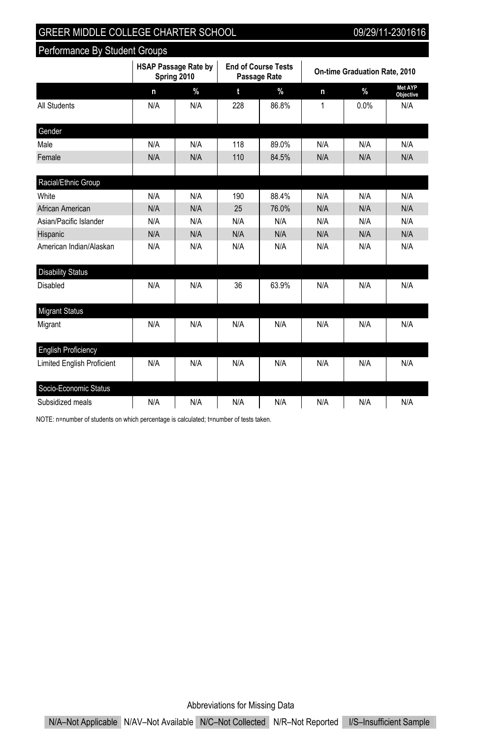## GREER MIDDLE COLLEGE CHARTER SCHOOL — 09/29/11-2301616

### Performance By Student Groups

| | HSAP Passage Rate by Spring 2010 | | End of Course Tests Passage Rate | | On-time Graduation Rate, 2010 | | |
|---|---|---|---|---|---|---|---|
| | n | % | t | % | n | % | Met AYP Objective |
| All Students | N/A | N/A | 228 | 86.8% | 1 | 0.0% | N/A |
| **Gender** | | | | | | | |
| Male | N/A | N/A | 118 | 89.0% | N/A | N/A | N/A |
| Female | N/A | N/A | 110 | 84.5% | N/A | N/A | N/A |
| **Racial/Ethnic Group** | | | | | | | |
| White | N/A | N/A | 190 | 88.4% | N/A | N/A | N/A |
| African American | N/A | N/A | 25 | 76.0% | N/A | N/A | N/A |
| Asian/Pacific Islander | N/A | N/A | N/A | N/A | N/A | N/A | N/A |
| Hispanic | N/A | N/A | N/A | N/A | N/A | N/A | N/A |
| American Indian/Alaskan | N/A | N/A | N/A | N/A | N/A | N/A | N/A |
| **Disability Status** | | | | | | | |
| Disabled | N/A | N/A | 36 | 63.9% | N/A | N/A | N/A |
| **Migrant Status** | | | | | | | |
| Migrant | N/A | N/A | N/A | N/A | N/A | N/A | N/A |
| **English Proficiency** | | | | | | | |
| Limited English Proficient | N/A | N/A | N/A | N/A | N/A | N/A | N/A |
| **Socio-Economic Status** | | | | | | | |
| Subsidized meals | N/A | N/A | N/A | N/A | N/A | N/A | N/A |

NOTE: n=number of students on which percentage is calculated; t=number of tests taken.

Abbreviations for Missing Data

N/A–Not Applicable | N/AV–Not Available | N/C–Not Collected | N/R–Not Reported | I/S–Insufficient Sample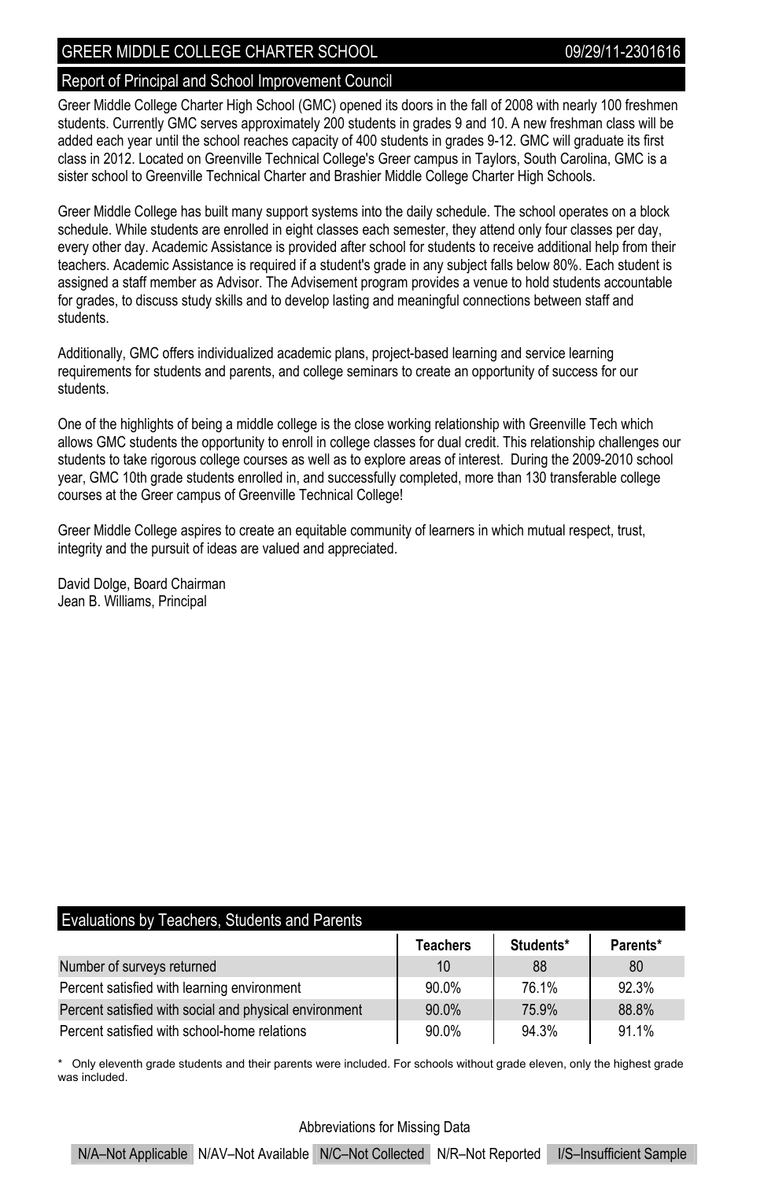# GREER MIDDLE COLLEGE CHARTER SCHOOL

09/29/11-2301616

## Report of Principal and School Improvement Council

Greer Middle College Charter High School (GMC) opened its doors in the fall of 2008 with nearly 100 freshmen students. Currently GMC serves approximately 200 students in grades 9 and 10. A new freshman class will be added each year until the school reaches capacity of 400 students in grades 9-12. GMC will graduate its first class in 2012. Located on Greenville Technical College's Greer campus in Taylors, South Carolina, GMC is a sister school to Greenville Technical Charter and Brashier Middle College Charter High Schools.

Greer Middle College has built many support systems into the daily schedule. The school operates on a block schedule. While students are enrolled in eight classes each semester, they attend only four classes per day, every other day. Academic Assistance is provided after school for students to receive additional help from their teachers. Academic Assistance is required if a student's grade in any subject falls below 80%. Each student is assigned a staff member as Advisor. The Advisement program provides a venue to hold students accountable for grades, to discuss study skills and to develop lasting and meaningful connections between staff and students.

Additionally, GMC offers individualized academic plans, project-based learning and service learning requirements for students and parents, and college seminars to create an opportunity of success for our students.

One of the highlights of being a middle college is the close working relationship with Greenville Tech which allows GMC students the opportunity to enroll in college classes for dual credit. This relationship challenges our students to take rigorous college courses as well as to explore areas of interest. During the 2009-2010 school year, GMC 10th grade students enrolled in, and successfully completed, more than 130 transferable college courses at the Greer campus of Greenville Technical College!

Greer Middle College aspires to create an equitable community of learners in which mutual respect, trust, integrity and the pursuit of ideas are valued and appreciated.

David Dolge, Board Chairman
Jean B. Williams, Principal

## Evaluations by Teachers, Students and Parents

| | Teachers | Students* | Parents* |
|---|---|---|---|
| Number of surveys returned | 10 | 88 | 80 |
| Percent satisfied with learning environment | 90.0% | 76.1% | 92.3% |
| Percent satisfied with social and physical environment | 90.0% | 75.9% | 88.8% |
| Percent satisfied with school-home relations | 90.0% | 94.3% | 91.1% |

\* Only eleventh grade students and their parents were included. For schools without grade eleven, only the highest grade was included.

Abbreviations for Missing Data

N/A–Not Applicable | N/AV–Not Available | N/C–Not Collected | N/R–Not Reported | I/S–Insufficient Sample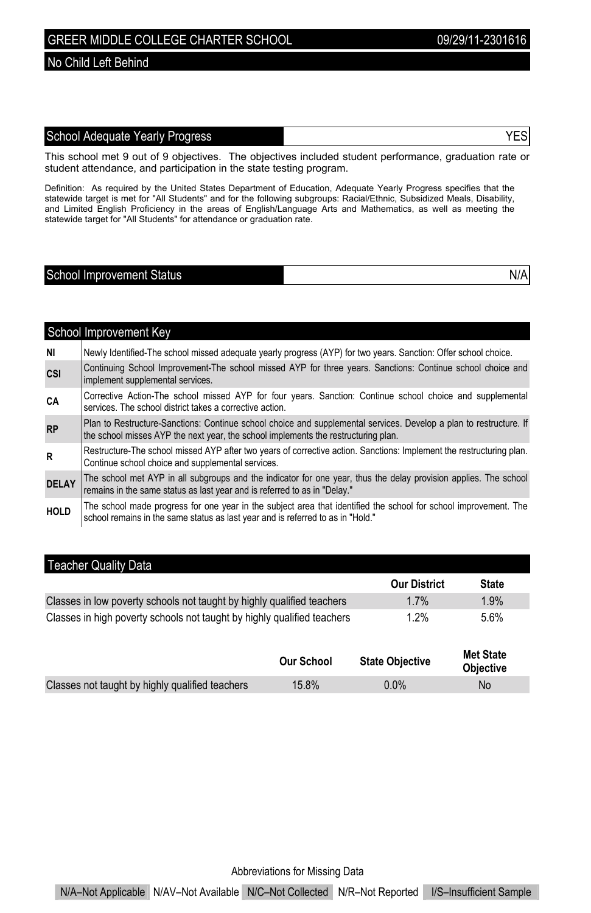# GREER MIDDLE COLLEGE CHARTER SCHOOL

09/29/11-2301616

## No Child Left Behind

### School Adequate Yearly Progress — YES

This school met 9 out of 9 objectives. The objectives included student performance, graduation rate or student attendance, and participation in the state testing program.

Definition: As required by the United States Department of Education, Adequate Yearly Progress specifies that the statewide target is met for "All Students" and for the following subgroups: Racial/Ethnic, Subsidized Meals, Disability, and Limited English Proficiency in the areas of English/Language Arts and Mathematics, as well as meeting the statewide target for "All Students" for attendance or graduation rate.

### School Improvement Status — N/A

### School Improvement Key

| | |
|---|---|
| **NI** | Newly Identified-The school missed adequate yearly progress (AYP) for two years. Sanction: Offer school choice. |
| **CSI** | Continuing School Improvement-The school missed AYP for three years. Sanctions: Continue school choice and implement supplemental services. |
| **CA** | Corrective Action-The school missed AYP for four years. Sanction: Continue school choice and supplemental services. The school district takes a corrective action. |
| **RP** | Plan to Restructure-Sanctions: Continue school choice and supplemental services. Develop a plan to restructure. If the school misses AYP the next year, the school implements the restructuring plan. |
| **R** | Restructure-The school missed AYP after two years of corrective action. Sanctions: Implement the restructuring plan. Continue school choice and supplemental services. |
| **DELAY** | The school met AYP in all subgroups and the indicator for one year, thus the delay provision applies. The school remains in the same status as last year and is referred to as in "Delay." |
| **HOLD** | The school made progress for one year in the subject area that identified the school for school improvement. The school remains in the same status as last year and is referred to as in "Hold." |

### Teacher Quality Data

| | Our District | State |
|---|---|---|
| Classes in low poverty schools not taught by highly qualified teachers | 1.7% | 1.9% |
| Classes in high poverty schools not taught by highly qualified teachers | 1.2% | 5.6% |

| | Our School | State Objective | Met State Objective |
|---|---|---|---|
| Classes not taught by highly qualified teachers | 15.8% | 0.0% | No |

Abbreviations for Missing Data

N/A–Not Applicable N/AV–Not Available N/C–Not Collected N/R–Not Reported I/S–Insufficient Sample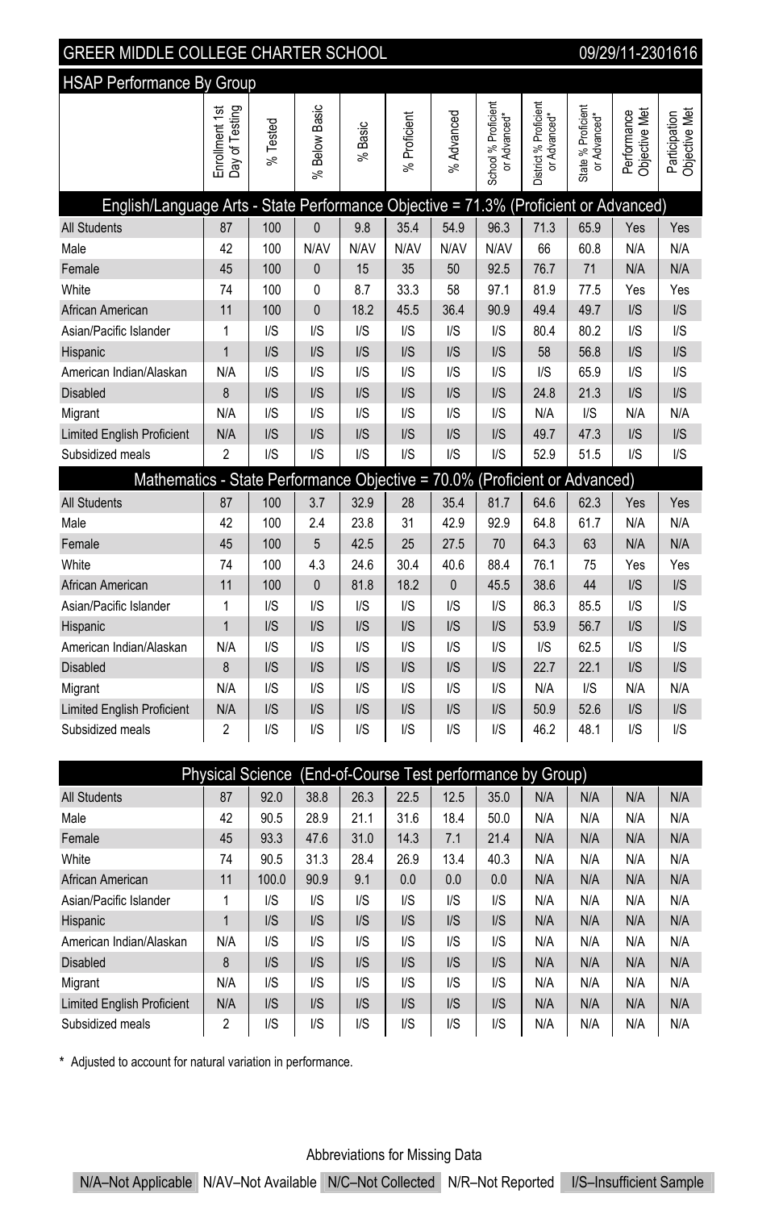# GREER MIDDLE COLLEGE CHARTER SCHOOL

09/29/11-2301616

## HSAP Performance By Group

| | Enrollment 1st Day of Testing | % Tested | % Below Basic | % Basic | % Proficient | % Advanced | School % Proficient or Advanced* | District % Proficient or Advanced* | State % Proficient or Advanced* | Performance Objective Met | Participation Objective Met |
|---|---|---|---|---|---|---|---|---|---|---|---|
| **English/Language Arts - State Performance Objective = 71.3% (Proficient or Advanced)** | | | | | | | | | | | |
| All Students | 87 | 100 | 0 | 9.8 | 35.4 | 54.9 | 96.3 | 71.3 | 65.9 | Yes | Yes |
| Male | 42 | 100 | N/AV | N/AV | N/AV | N/AV | N/AV | 66 | 60.8 | N/A | N/A |
| Female | 45 | 100 | 0 | 15 | 35 | 50 | 92.5 | 76.7 | 71 | N/A | N/A |
| White | 74 | 100 | 0 | 8.7 | 33.3 | 58 | 97.1 | 81.9 | 77.5 | Yes | Yes |
| African American | 11 | 100 | 0 | 18.2 | 45.5 | 36.4 | 90.9 | 49.4 | 49.7 | I/S | I/S |
| Asian/Pacific Islander | 1 | I/S | I/S | I/S | I/S | I/S | I/S | 80.4 | 80.2 | I/S | I/S |
| Hispanic | 1 | I/S | I/S | I/S | I/S | I/S | I/S | 58 | 56.8 | I/S | I/S |
| American Indian/Alaskan | N/A | I/S | I/S | I/S | I/S | I/S | I/S | I/S | 65.9 | I/S | I/S |
| Disabled | 8 | I/S | I/S | I/S | I/S | I/S | I/S | 24.8 | 21.3 | I/S | I/S |
| Migrant | N/A | I/S | I/S | I/S | I/S | I/S | I/S | N/A | I/S | N/A | N/A |
| Limited English Proficient | N/A | I/S | I/S | I/S | I/S | I/S | I/S | 49.7 | 47.3 | I/S | I/S |
| Subsidized meals | 2 | I/S | I/S | I/S | I/S | I/S | I/S | 52.9 | 51.5 | I/S | I/S |
| **Mathematics - State Performance Objective = 70.0% (Proficient or Advanced)** | | | | | | | | | | | |
| All Students | 87 | 100 | 3.7 | 32.9 | 28 | 35.4 | 81.7 | 64.6 | 62.3 | Yes | Yes |
| Male | 42 | 100 | 2.4 | 23.8 | 31 | 42.9 | 92.9 | 64.8 | 61.7 | N/A | N/A |
| Female | 45 | 100 | 5 | 42.5 | 25 | 27.5 | 70 | 64.3 | 63 | N/A | N/A |
| White | 74 | 100 | 4.3 | 24.6 | 30.4 | 40.6 | 88.4 | 76.1 | 75 | Yes | Yes |
| African American | 11 | 100 | 0 | 81.8 | 18.2 | 0 | 45.5 | 38.6 | 44 | I/S | I/S |
| Asian/Pacific Islander | 1 | I/S | I/S | I/S | I/S | I/S | I/S | 86.3 | 85.5 | I/S | I/S |
| Hispanic | 1 | I/S | I/S | I/S | I/S | I/S | I/S | 53.9 | 56.7 | I/S | I/S |
| American Indian/Alaskan | N/A | I/S | I/S | I/S | I/S | I/S | I/S | I/S | 62.5 | I/S | I/S |
| Disabled | 8 | I/S | I/S | I/S | I/S | I/S | I/S | 22.7 | 22.1 | I/S | I/S |
| Migrant | N/A | I/S | I/S | I/S | I/S | I/S | I/S | N/A | I/S | N/A | N/A |
| Limited English Proficient | N/A | I/S | I/S | I/S | I/S | I/S | I/S | 50.9 | 52.6 | I/S | I/S |
| Subsidized meals | 2 | I/S | I/S | I/S | I/S | I/S | I/S | 46.2 | 48.1 | I/S | I/S |

| Physical Science (End-of-Course Test performance by Group) | | | | | | | | | | | |
|---|---|---|---|---|---|---|---|---|---|---|---|
| All Students | 87 | 92.0 | 38.8 | 26.3 | 22.5 | 12.5 | 35.0 | N/A | N/A | N/A | N/A |
| Male | 42 | 90.5 | 28.9 | 21.1 | 31.6 | 18.4 | 50.0 | N/A | N/A | N/A | N/A |
| Female | 45 | 93.3 | 47.6 | 31.0 | 14.3 | 7.1 | 21.4 | N/A | N/A | N/A | N/A |
| White | 74 | 90.5 | 31.3 | 28.4 | 26.9 | 13.4 | 40.3 | N/A | N/A | N/A | N/A |
| African American | 11 | 100.0 | 90.9 | 9.1 | 0.0 | 0.0 | 0.0 | N/A | N/A | N/A | N/A |
| Asian/Pacific Islander | 1 | I/S | I/S | I/S | I/S | I/S | I/S | N/A | N/A | N/A | N/A |
| Hispanic | 1 | I/S | I/S | I/S | I/S | I/S | I/S | N/A | N/A | N/A | N/A |
| American Indian/Alaskan | N/A | I/S | I/S | I/S | I/S | I/S | I/S | N/A | N/A | N/A | N/A |
| Disabled | 8 | I/S | I/S | I/S | I/S | I/S | I/S | N/A | N/A | N/A | N/A |
| Migrant | N/A | I/S | I/S | I/S | I/S | I/S | I/S | N/A | N/A | N/A | N/A |
| Limited English Proficient | N/A | I/S | I/S | I/S | I/S | I/S | I/S | N/A | N/A | N/A | N/A |
| Subsidized meals | 2 | I/S | I/S | I/S | I/S | I/S | I/S | N/A | N/A | N/A | N/A |

\* Adjusted to account for natural variation in performance.

Abbreviations for Missing Data

N/A–Not Applicable | N/AV–Not Available | N/C–Not Collected | N/R–Not Reported | I/S–Insufficient Sample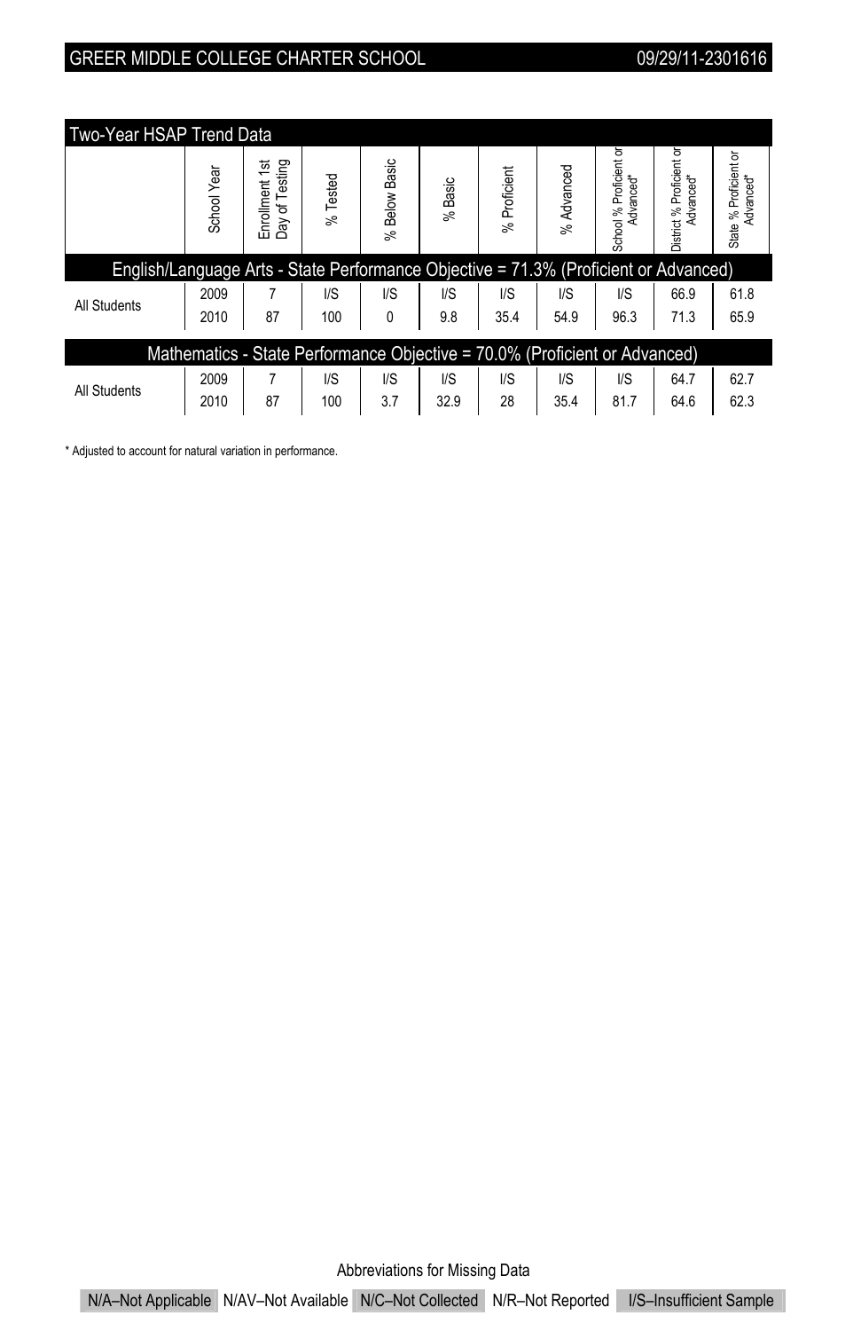GREER MIDDLE COLLEGE CHARTER SCHOOL 09/29/11-2301616

## Two-Year HSAP Trend Data

| | School Year | Enrollment 1st Day of Testing | % Tested | % Below Basic | % Basic | % Proficient | % Advanced | School % Proficient or Advanced* | District % Proficient or Advanced* | State % Proficient or Advanced* |
|---|---|---|---|---|---|---|---|---|---|---|
| **English/Language Arts - State Performance Objective = 71.3% (Proficient or Advanced)** | | | | | | | | | | |
| All Students | 2009 | 7 | I/S | I/S | I/S | I/S | I/S | I/S | 66.9 | 61.8 |
| | 2010 | 87 | 100 | 0 | 9.8 | 35.4 | 54.9 | 96.3 | 71.3 | 65.9 |
| **Mathematics - State Performance Objective = 70.0% (Proficient or Advanced)** | | | | | | | | | | |
| All Students | 2009 | 7 | I/S | I/S | I/S | I/S | I/S | I/S | 64.7 | 62.7 |
| | 2010 | 87 | 100 | 3.7 | 32.9 | 28 | 35.4 | 81.7 | 64.6 | 62.3 |

\* Adjusted to account for natural variation in performance.

Abbreviations for Missing Data

N/A–Not Applicable N/AV–Not Available N/C–Not Collected N/R–Not Reported I/S–Insufficient Sample